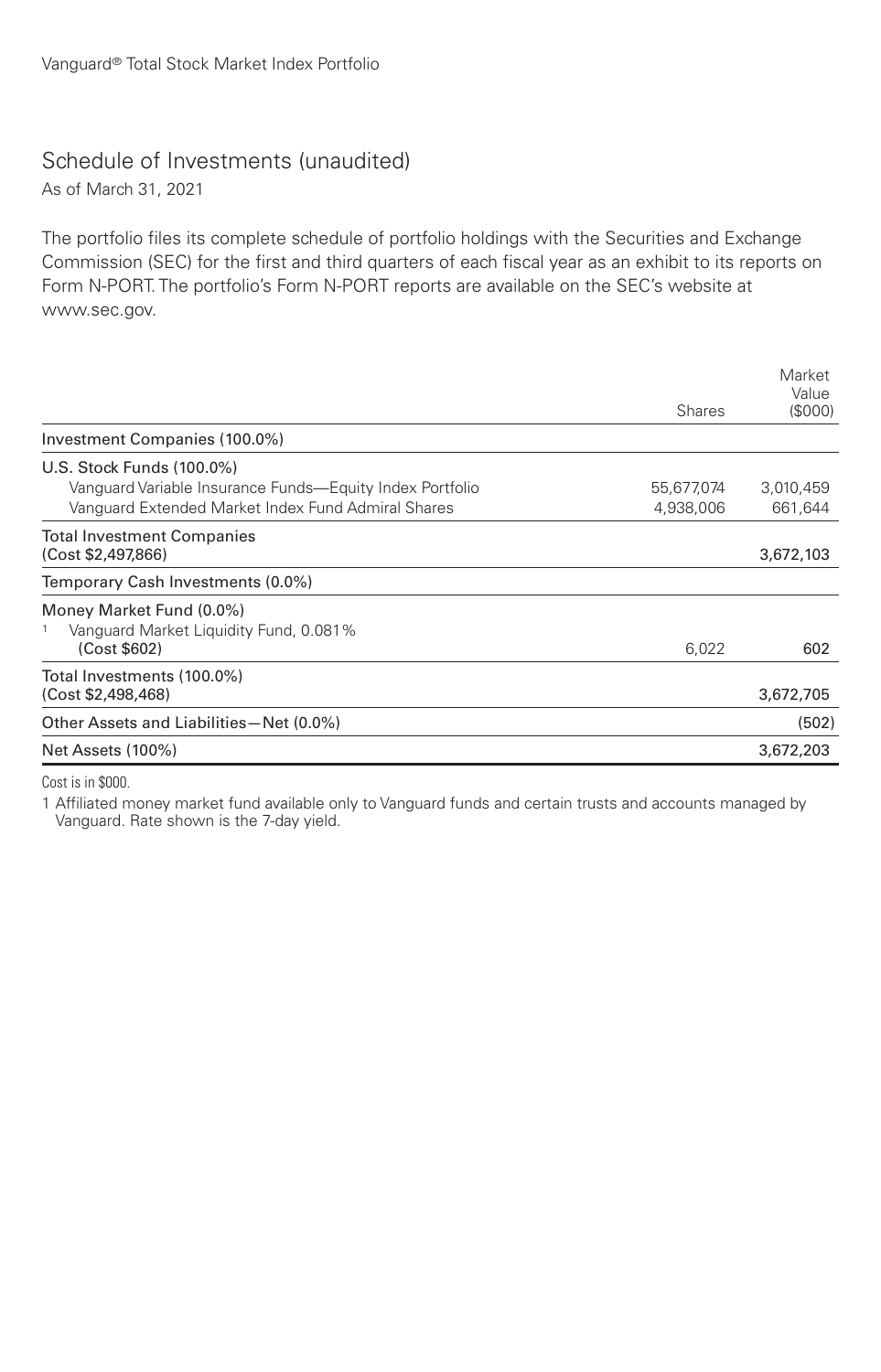Vanguard® Total Stock Market Index Portfolio

# Schedule of Investments (unaudited)

As of March 31, 2021

The portfolio files its complete schedule of portfolio holdings with the Securities and Exchange Commission (SEC) for the first and third quarters of each fiscal year as an exhibit to its reports on Form N-PORT. The portfolio's Form N-PORT reports are available on the SEC's website at www.sec.gov.

| | Shares | Market Value ($000) |
|---|---|---|
| **Investment Companies (100.0%)** | | |
| U.S. Stock Funds (100.0%) | | |
| Vanguard Variable Insurance Funds—Equity Index Portfolio | 55,677,074 | 3,010,459 |
| Vanguard Extended Market Index Fund Admiral Shares | 4,938,006 | 661,644 |
| **Total Investment Companies (Cost $2,497,866)** | | 3,672,103 |
| **Temporary Cash Investments (0.0%)** | | |
| Money Market Fund (0.0%) | | |
| [1] Vanguard Market Liquidity Fund, 0.081% (Cost $602) | 6,022 | 602 |
| **Total Investments (100.0%) (Cost $2,498,468)** | | 3,672,705 |
| Other Assets and Liabilities—Net (0.0%) | | (502) |
| **Net Assets (100%)** | | 3,672,203 |

Cost is in $000.

1 Affiliated money market fund available only to Vanguard funds and certain trusts and accounts managed by Vanguard. Rate shown is the 7-day yield.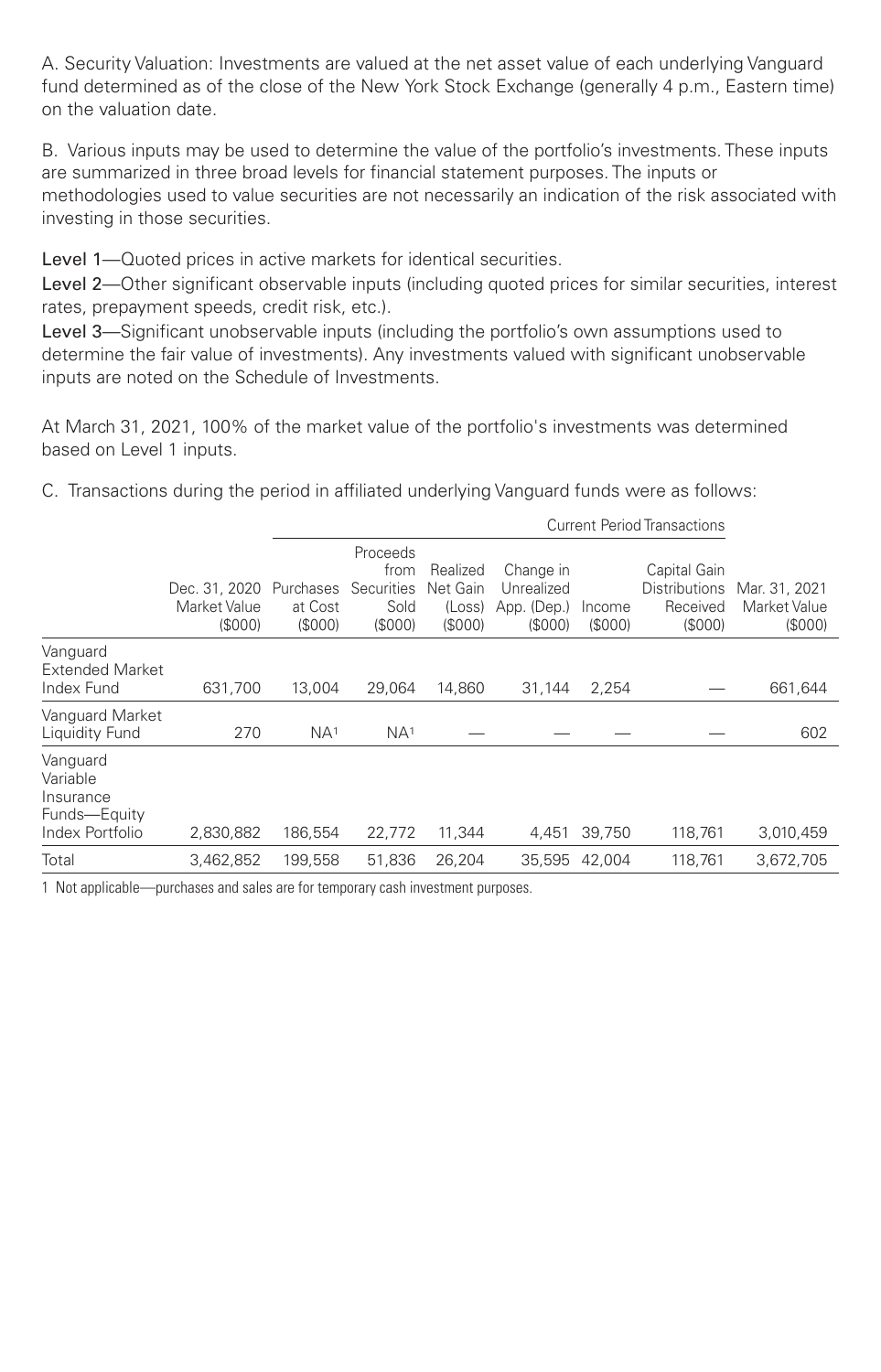A. Security Valuation: Investments are valued at the net asset value of each underlying Vanguard fund determined as of the close of the New York Stock Exchange (generally 4 p.m., Eastern time) on the valuation date.

B. Various inputs may be used to determine the value of the portfolio's investments. These inputs are summarized in three broad levels for financial statement purposes. The inputs or methodologies used to value securities are not necessarily an indication of the risk associated with investing in those securities.

Level 1—Quoted prices in active markets for identical securities.
Level 2—Other significant observable inputs (including quoted prices for similar securities, interest rates, prepayment speeds, credit risk, etc.).
Level 3—Significant unobservable inputs (including the portfolio's own assumptions used to determine the fair value of investments). Any investments valued with significant unobservable inputs are noted on the Schedule of Investments.

At March 31, 2021, 100% of the market value of the portfolio's investments was determined based on Level 1 inputs.

C. Transactions during the period in affiliated underlying Vanguard funds were as follows:

| | | Current Period Transactions | | | | | | |
|---|---|---|---|---|---|---|---|---|
| | Dec. 31, 2020 Market Value ($000) | Purchases at Cost ($000) | Proceeds from Securities Sold ($000) | Realized Net Gain (Loss) ($000) | Change in Unrealized App. (Dep.) ($000) | Income ($000) | Capital Gain Distributions Received ($000) | Mar. 31, 2021 Market Value ($000) |
| Vanguard Extended Market Index Fund | 631,700 | 13,004 | 29,064 | 14,860 | 31,144 | 2,254 | — | 661,644 |
| Vanguard Market Liquidity Fund | 270 | NA[1] | NA[1] | — | — | — | — | 602 |
| Vanguard Variable Insurance Funds—Equity Index Portfolio | 2,830,882 | 186,554 | 22,772 | 11,344 | 4,451 | 39,750 | 118,761 | 3,010,459 |
| Total | 3,462,852 | 199,558 | 51,836 | 26,204 | 35,595 | 42,004 | 118,761 | 3,672,705 |

1 Not applicable—purchases and sales are for temporary cash investment purposes.